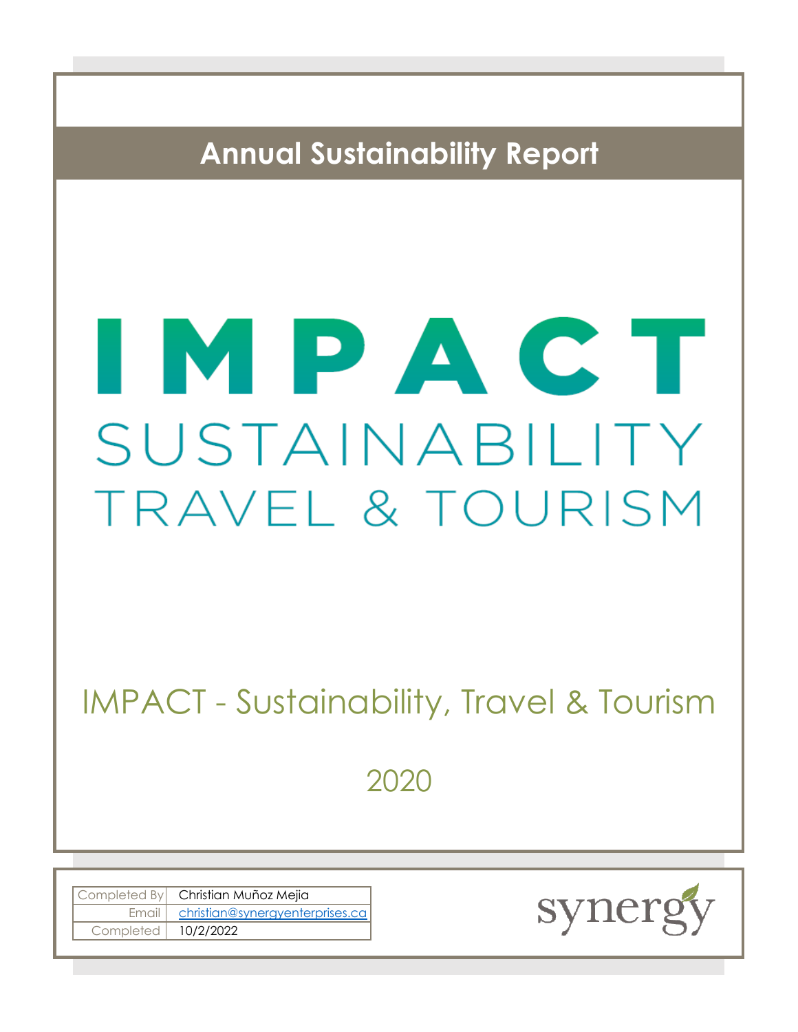# Annual Sustainability Report

IMPACT

SUSTAINABILITY

TRAVEL & TOURISM

## IMPACT - Sustainability, Travel & Tourism

2020

| Completed By | Christian Muñoz Mejia |
|---|---|
| Email | christian@synergyenterprises.ca |
| Completed | 10/2/2022 |

synergy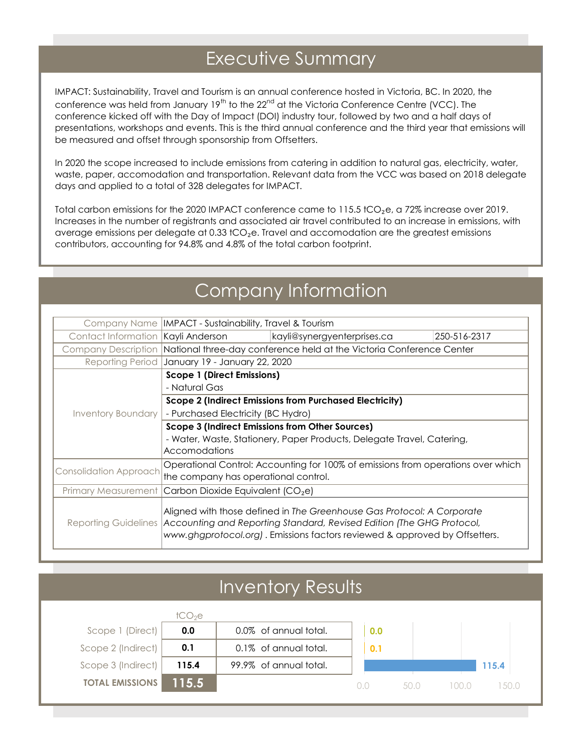## Executive Summary

IMPACT: Sustainability, Travel and Tourism is an annual conference hosted in Victoria, BC. In 2020, the conference was held from January 19th to the 22nd at the Victoria Conference Centre (VCC). The conference kicked off with the Day of Impact (DOI) industry tour, followed by two and a half days of presentations, workshops and events. This is the third annual conference and the third year that emissions will be measured and offset through sponsorship from Offsetters.

In 2020 the scope increased to include emissions from catering in addition to natural gas, electricity, water, waste, paper, accomodation and transportation. Relevant data from the VCC was based on 2018 delegate days and applied to a total of 328 delegates for IMPACT.

Total carbon emissions for the 2020 IMPACT conference came to 115.5 $tCO_2e$, a 72% increase over 2019. Increases in the number of registrants and associated air travel contributed to an increase in emissions, with average emissions per delegate at 0.33 $tCO_2e$. Travel and accomodation are the greatest emissions contributors, accounting for 94.8% and 4.8% of the total carbon footprint.

## Company Information

| | | | |
|---|---|---|---|
| Company Name | IMPACT - Sustainability, Travel & Tourism | | |
| Contact Information | Kayli Anderson | kayli@synergyenterprises.ca | 250-516-2317 |
| Company Description | National three-day conference held at the Victoria Conference Center | | |
| Reporting Period | January 19 - January 22, 2020 | | |
| Inventory Boundary | **Scope 1 (Direct Emissions)**<br>- Natural Gas<br>**Scope 2 (Indirect Emissions from Purchased Electricity)**<br>- Purchased Electricity (BC Hydro)<br>**Scope 3 (Indirect Emissions from Other Sources)**<br>- Water, Waste, Stationery, Paper Products, Delegate Travel, Catering, Accomodations | | |
| Consolidation Approach | Operational Control: Accounting for 100% of emissions from operations over which the company has operational control. | | |
| Primary Measurement | Carbon Dioxide Equivalent ($CO_2e$) | | |
| Reporting Guidelines | Aligned with those defined in *The Greenhouse Gas Protocol: A Corporate Accounting and Reporting Standard, Revised Edition (The GHG Protocol, www.ghgprotocol.org)* . Emissions factors reviewed & approved by Offsetters. | | |

## Inventory Results

| | $tCO_2e$ | |
|---|---|---|
| Scope 1 (Direct) | 0.0 | 0.0% of annual total. |
| Scope 2 (Indirect) | 0.1 | 0.1% of annual total. |
| Scope 3 (Indirect) | 115.4 | 99.9% of annual total. |
| **TOTAL EMISSIONS** | **115.5** | |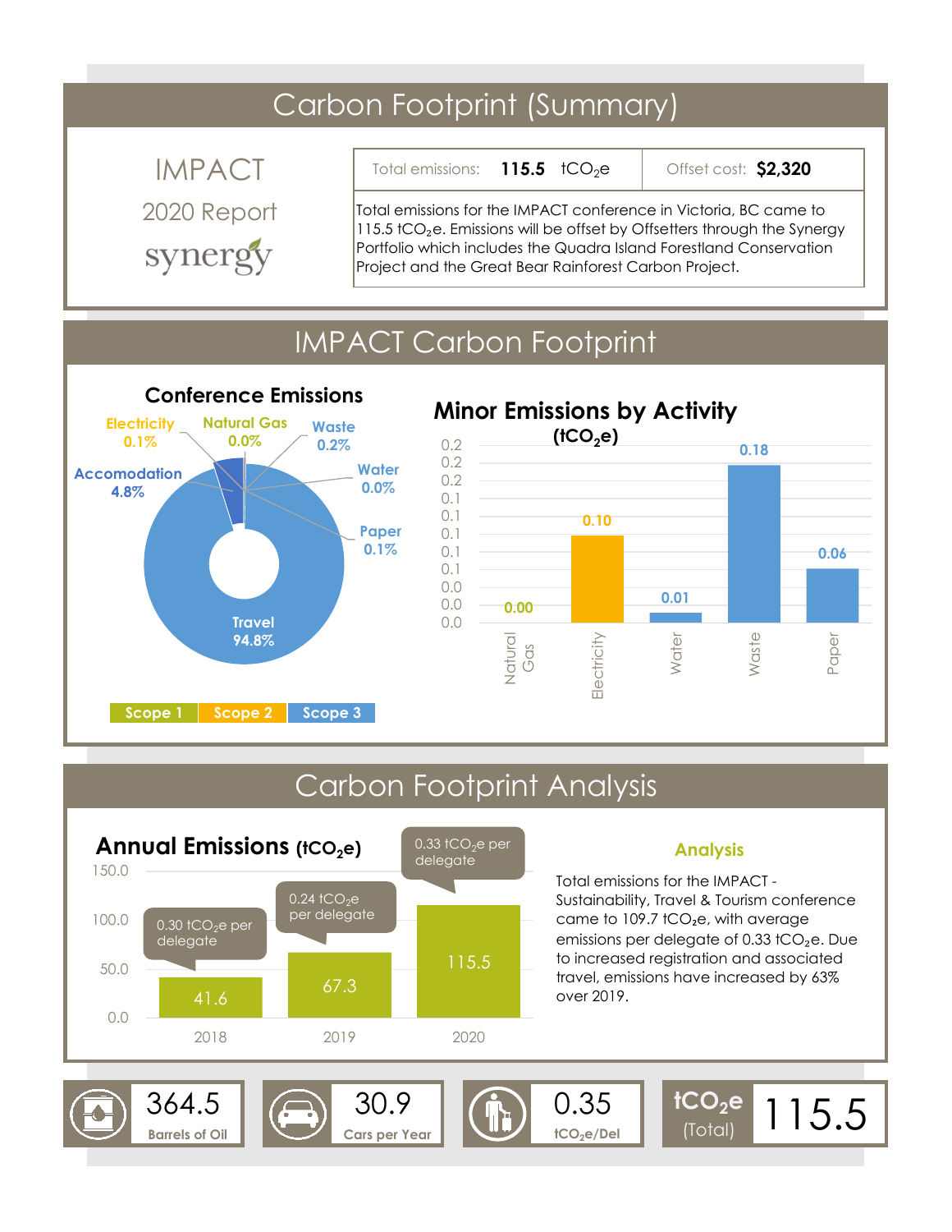# Carbon Footprint (Summary)

IMPACT

2020 Report

synergy

| Total emissions: **115.5** $tCO_2e$ | Offset cost: **$2,320** |
|---|---|

Total emissions for the IMPACT conference in Victoria, BC came to 115.5 $tCO_2e$. Emissions will be offset by Offsetters through the Synergy Portfolio which includes the Quadra Island Forestland Conservation Project and the Great Bear Rainforest Carbon Project.

# IMPACT Carbon Footprint

### Conference Emissions

| Category | Share |
|---|---|
| Electricity | 0.1% |
| Natural Gas | 0.0% |
| Waste | 0.2% |
| Accomodation | 4.8% |
| Water | 0.0% |
| Paper | 0.1% |
| Travel | 94.8% |

Scope 1 | Scope 2 | Scope 3

### Minor Emissions by Activity ($tCO_2e$)

| Activity | $tCO_2e$ |
|---|---|
| Natural Gas | 0.00 |
| Electricity | 0.10 |
| Water | 0.01 |
| Waste | 0.18 |
| Paper | 0.06 |

# Carbon Footprint Analysis

### Annual Emissions ($tCO_2e$)

| Year | Emissions ($tCO_2e$) | Per delegate |
|---|---|---|
| 2018 | 41.6 | 0.30 $tCO_2e$ per delegate |
| 2019 | 67.3 | 0.24 $tCO_2e$ per delegate |
| 2020 | 115.5 | 0.33 $tCO_2e$ per delegate |

### Analysis

Total emissions for the IMPACT - Sustainability, Travel & Tourism conference came to 109.7 $tCO_2e$, with average emissions per delegate of 0.33 $tCO_2e$. Due to increased registration and associated travel, emissions have increased by 63% over 2019.

| 364.5 | 30.9 | 0.35 | $tCO_2e$ (Total) |
|---|---|---|---|
| Barrels of Oil | Cars per Year | $tCO_2e$/Del | 115.5 |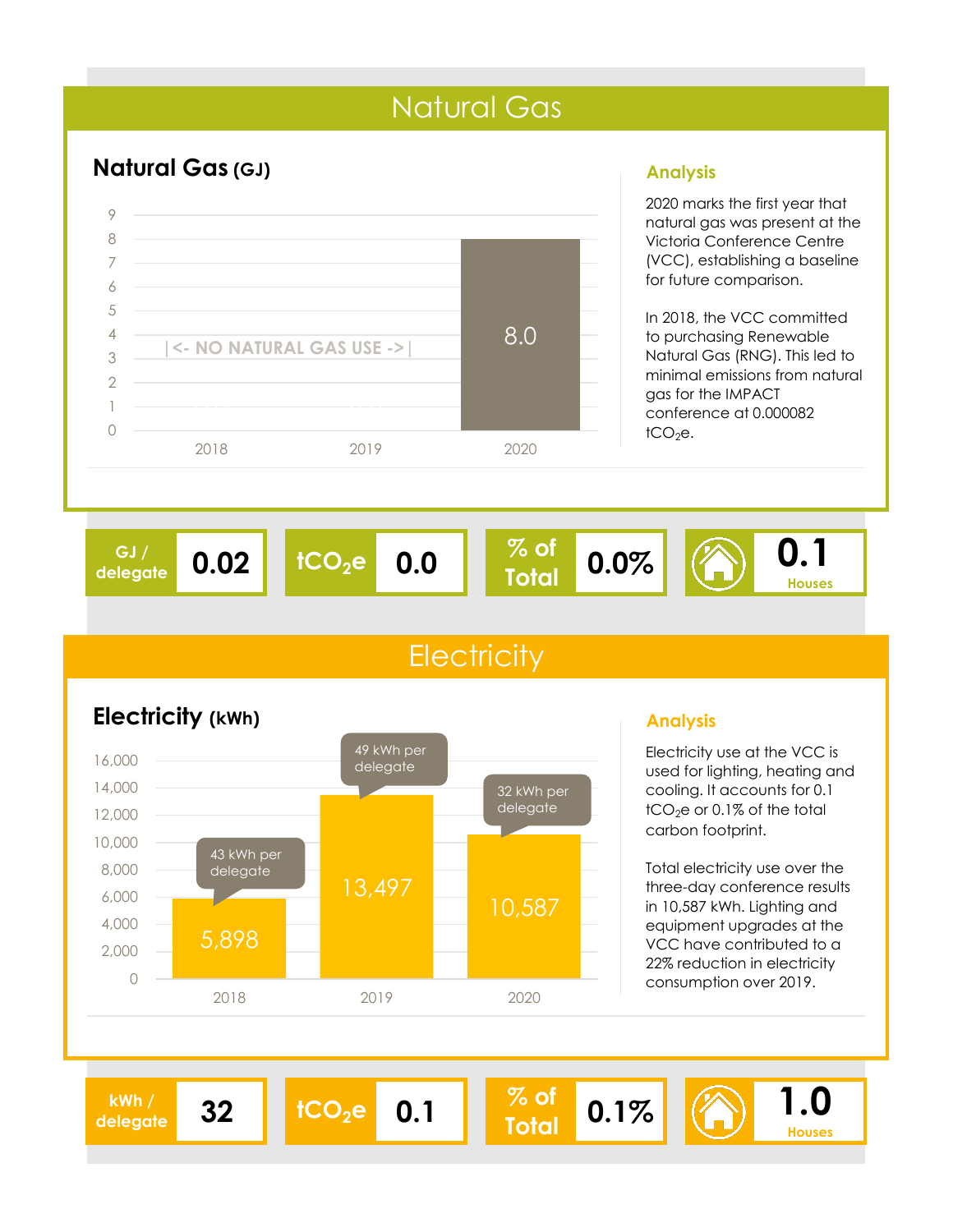# Natural Gas

## Natural Gas (GJ)

| Year | Natural Gas (GJ) |
|---|---|
| 2018 | NO NATURAL GAS USE |
| 2019 | NO NATURAL GAS USE |
| 2020 | 8.0 |

### Analysis

2020 marks the first year that natural gas was present at the Victoria Conference Centre (VCC), establishing a baseline for future comparison.

In 2018, the VCC committed to purchasing Renewable Natural Gas (RNG). This led to minimal emissions from natural gas for the IMPACT conference at 0.000082 $tCO_2e$.

| GJ / delegate | $tCO_2e$ | % of Total | Houses |
|---|---|---|---|
| 0.02 | 0.0 | 0.0% | 0.1 |

# Electricity

## Electricity (kWh)

| Year | Electricity (kWh) | kWh per delegate |
|---|---|---|
| 2018 | 5,898 | 43 kWh per delegate |
| 2019 | 13,497 | 49 kWh per delegate |
| 2020 | 10,587 | 32 kWh per delegate |

### Analysis

Electricity use at the VCC is used for lighting, heating and cooling. It accounts for 0.1 $tCO_2e$ or 0.1% of the total carbon footprint.

Total electricity use over the three-day conference results in 10,587 kWh. Lighting and equipment upgrades at the VCC have contributed to a 22% reduction in electricity consumption over 2019.

| kWh / delegate | $tCO_2e$ | % of Total | Houses |
|---|---|---|---|
| 32 | 0.1 | 0.1% | 1.0 |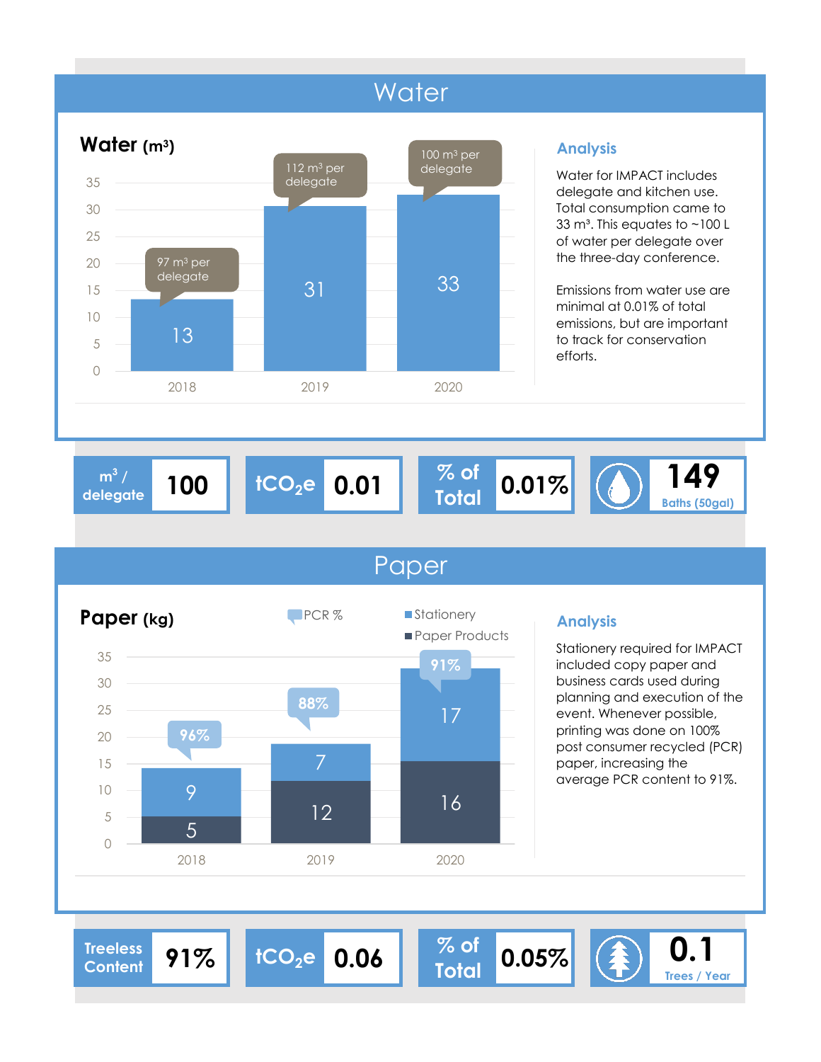## Water

**Water (m³)**

| Year | Water (m³) | Per delegate |
|---|---|---|
| 2018 | 13 | 97 m³ per delegate |
| 2019 | 31 | 112 m³ per delegate |
| 2020 | 33 | 100 m³ per delegate |

### Analysis

Water for IMPACT includes delegate and kitchen use. Total consumption came to 33 m³. This equates to ~100 L of water per delegate over the three-day conference.

Emissions from water use are minimal at 0.01% of total emissions, but are important to track for conservation efforts.

| m³ / delegate | $tCO_2e$ | % of Total | Baths (50gal) |
|---|---|---|---|
| 100 | 0.01 | 0.01% | 149 |

## Paper

**Paper (kg)**

| Year | Paper Products | Stationery | PCR % |
|---|---|---|---|
| 2018 | 5 | 9 | 96% |
| 2019 | 12 | 7 | 88% |
| 2020 | 16 | 17 | 91% |

### Analysis

Stationery required for IMPACT included copy paper and business cards used during planning and execution of the event. Whenever possible, printing was done on 100% post consumer recycled (PCR) paper, increasing the average PCR content to 91%.

| Treeless Content | $tCO_2e$ | % of Total | Trees / Year |
|---|---|---|---|
| 91% | 0.06 | 0.05% | 0.1 |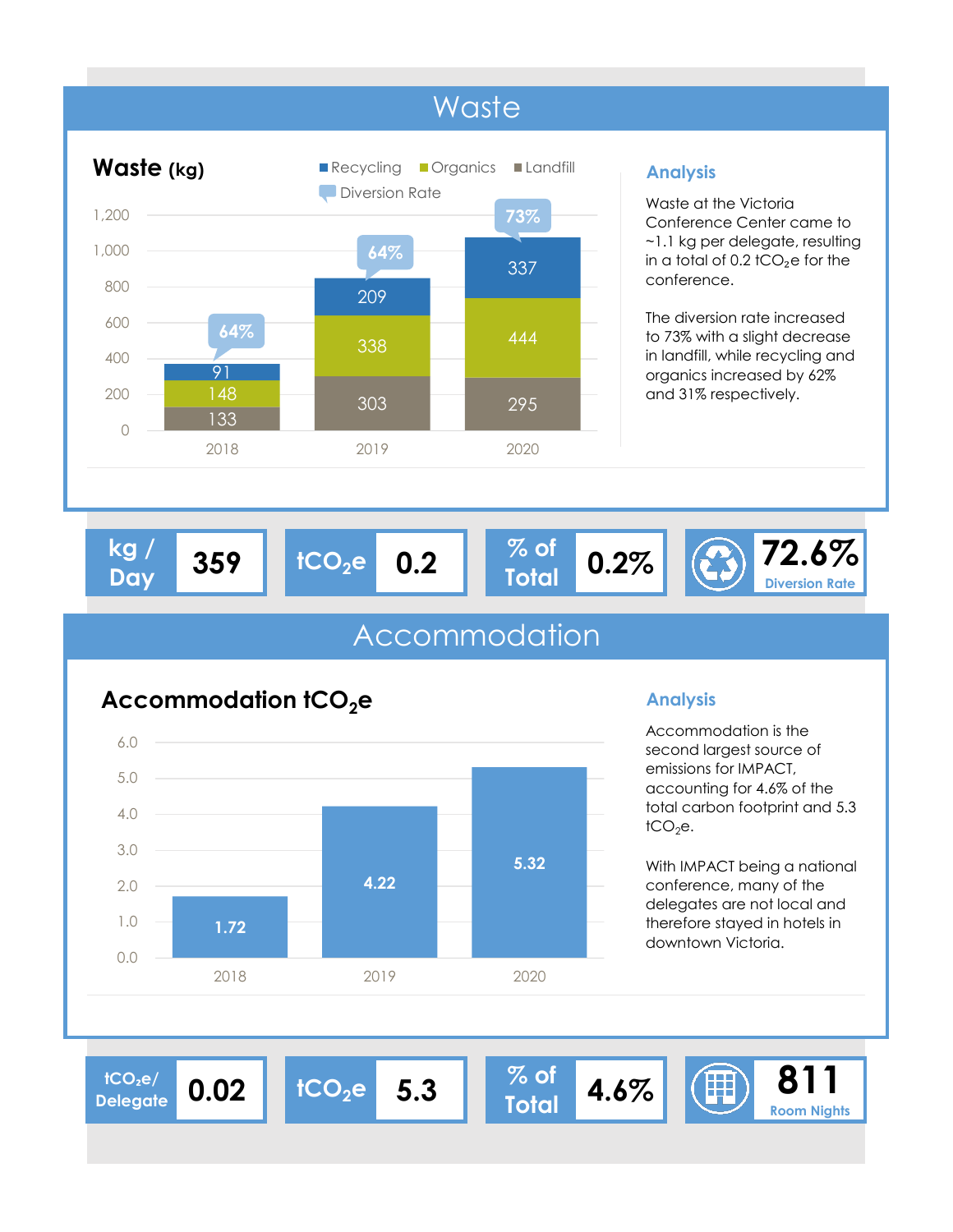# Waste

## Waste (kg)

| Year | Recycling | Organics | Landfill | Diversion Rate |
|---|---|---|---|---|
| 2018 | 91 | 148 | 133 | 64% |
| 2019 | 209 | 338 | 303 | 64% |
| 2020 | 337 | 444 | 295 | 73% |

### Analysis

Waste at the Victoria Conference Center came to ~1.1 kg per delegate, resulting in a total of 0.2 $tCO_2e$ for the conference.

The diversion rate increased to 73% with a slight decrease in landfill, while recycling and organics increased by 62% and 31% respectively.

| kg / Day | $tCO_2e$ | % of Total | Diversion Rate |
|---|---|---|---|
| 359 | 0.2 | 0.2% | 72.6% |

# Accommodation

## Accommodation $tCO_2e$

| Year | $tCO_2e$ |
|---|---|
| 2018 | 1.72 |
| 2019 | 4.22 |
| 2020 | 5.32 |

### Analysis

Accommodation is the second largest source of emissions for IMPACT, accounting for 4.6% of the total carbon footprint and 5.3 $tCO_2e$.

With IMPACT being a national conference, many of the delegates are not local and therefore stayed in hotels in downtown Victoria.

| $tCO_2e$/ Delegate | $tCO_2e$ | % of Total | Room Nights |
|---|---|---|---|
| 0.02 | 5.3 | 4.6% | 811 |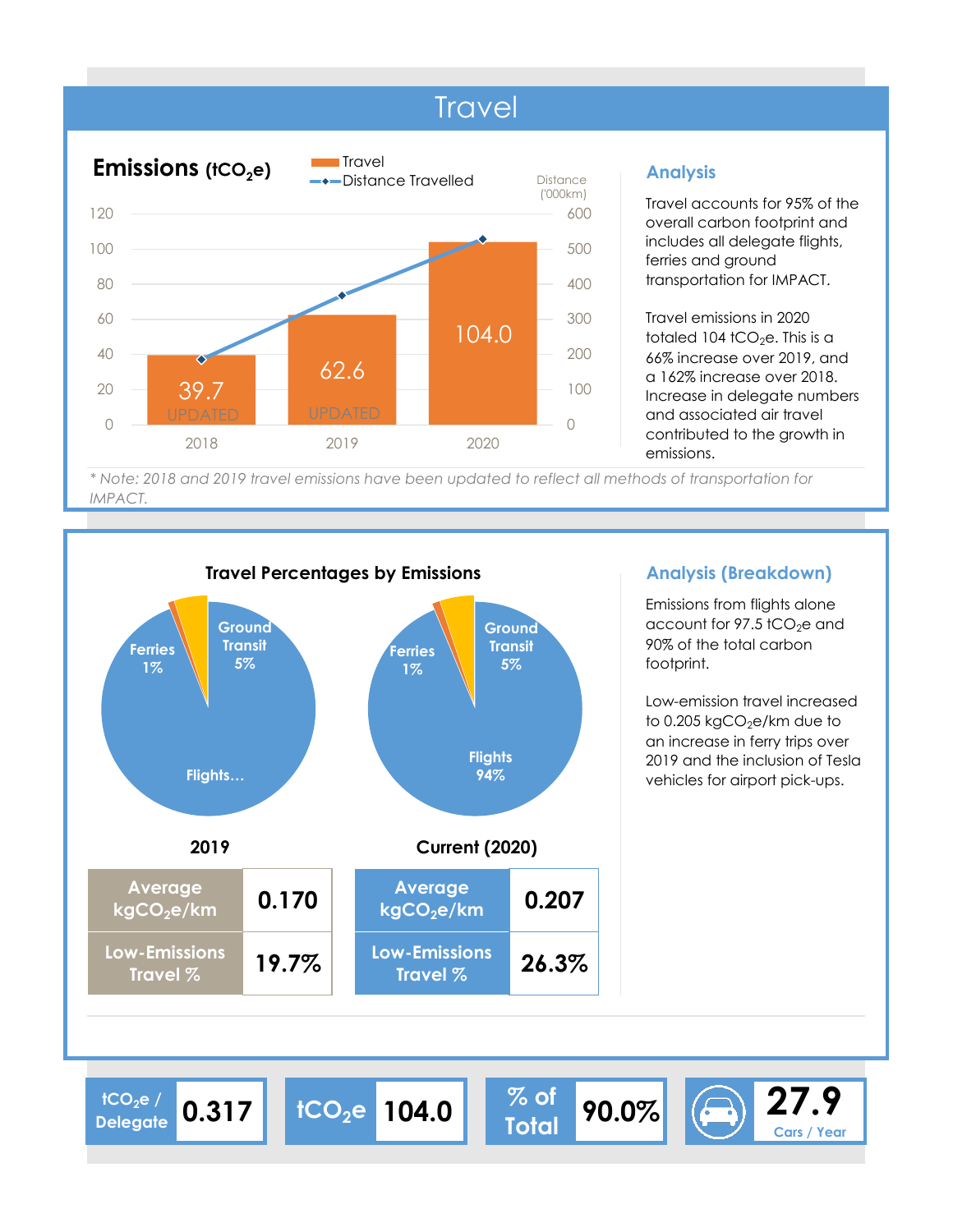# Travel

## Emissions ($tCO_2e$)

Legend: Travel; Distance Travelled

| Year | Travel ($tCO_2e$) | Distance ('000km) |
|---|---|---|
| 2018 | 39.7 (UPDATED) | |
| 2019 | 62.6 (UPDATED) | |
| 2020 | 104.0 | |

### Analysis

Travel accounts for 95% of the overall carbon footprint and includes all delegate flights, ferries and ground transportation for IMPACT.

Travel emissions in 2020 totaled 104 $tCO_2e$. This is a 66% increase over 2019, and a 162% increase over 2018. Increase in delegate numbers and associated air travel contributed to the growth in emissions.

*\* Note: 2018 and 2019 travel emissions have been updated to reflect all methods of transportation for IMPACT.*

## Travel Percentages by Emissions

**2019**

- Ferries 1%
- Ground Transit 5%
- Flights…

**Current (2020)**

- Ferries 1%
- Ground Transit 5%
- Flights 94%

| 2019 | |
|---|---|
| Average $kgCO_2e/km$ | 0.170 |
| Low-Emissions Travel % | 19.7% |

| Current (2020) | |
|---|---|
| Average $kgCO_2e/km$ | 0.207 |
| Low-Emissions Travel % | 26.3% |

### Analysis (Breakdown)

Emissions from flights alone account for 97.5 $tCO_2e$ and 90% of the total carbon footprint.

Low-emission travel increased to 0.205 $kgCO_2e/km$ due to an increase in ferry trips over 2019 and the inclusion of Tesla vehicles for airport pick-ups.

| $tCO_2e$ / Delegate | $tCO_2e$ | % of Total | Cars / Year |
|---|---|---|---|
| 0.317 | 104.0 | 90.0% | 27.9 |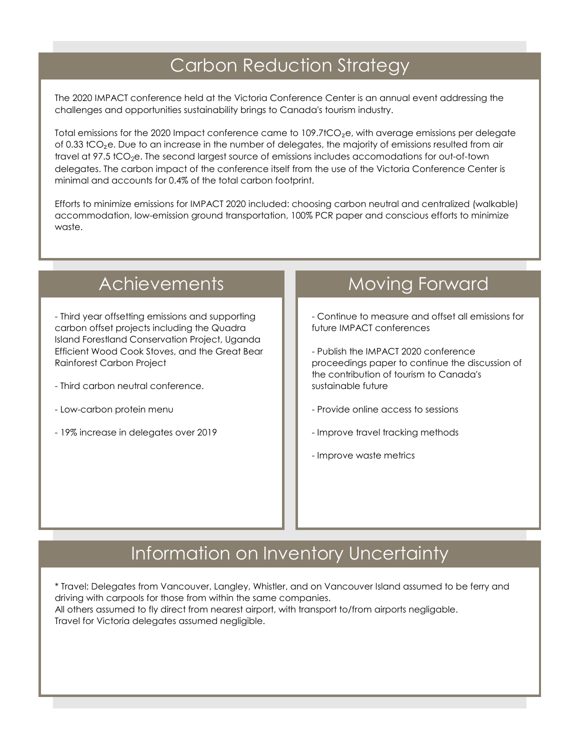# Carbon Reduction Strategy

The 2020 IMPACT conference held at the Victoria Conference Center is an annual event addressing the challenges and opportunities sustainability brings to Canada's tourism industry.

Total emissions for the 2020 Impact conference came to 109.7t$CO_2$e, with average emissions per delegate of 0.33 t$CO_2$e. Due to an increase in the number of delegates, the majority of emissions resulted from air travel at 97.5 t$CO_2$e. The second largest source of emissions includes accomodations for out-of-town delegates. The carbon impact of the conference itself from the use of the Victoria Conference Center is minimal and accounts for 0.4% of the total carbon footprint.

Efforts to minimize emissions for IMPACT 2020 included: choosing carbon neutral and centralized (walkable) accommodation, low-emission ground transportation, 100% PCR paper and conscious efforts to minimize waste.

## Achievements

- Third year offsetting emissions and supporting carbon offset projects including the Quadra Island Forestland Conservation Project, Uganda Efficient Wood Cook Stoves, and the Great Bear Rainforest Carbon Project
- Third carbon neutral conference.
- Low-carbon protein menu
- 19% increase in delegates over 2019

## Moving Forward

- Continue to measure and offset all emissions for future IMPACT conferences
- Publish the IMPACT 2020 conference proceedings paper to continue the discussion of the contribution of tourism to Canada's sustainable future
- Provide online access to sessions
- Improve travel tracking methods
- Improve waste metrics

## Information on Inventory Uncertainty

* Travel: Delegates from Vancouver, Langley, Whistler, and on Vancouver Island assumed to be ferry and driving with carpools for those from within the same companies.
All others assumed to fly direct from nearest airport, with transport to/from airports negligable.
Travel for Victoria delegates assumed negligible.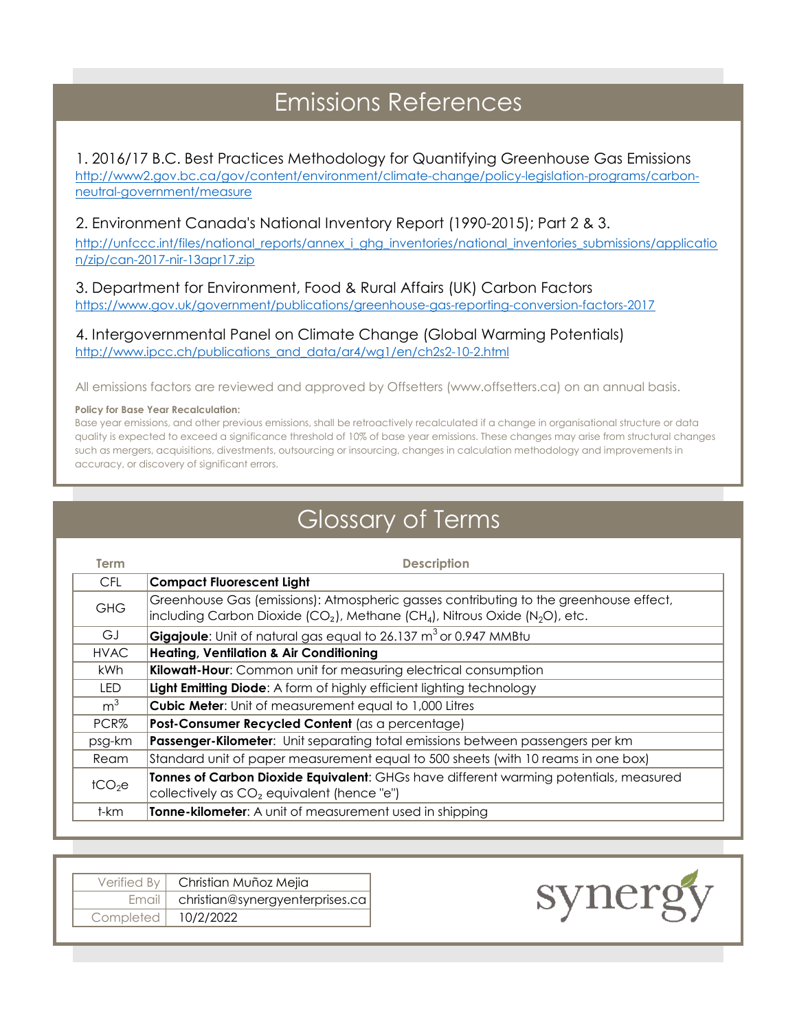# Emissions References

1. 2016/17 B.C. Best Practices Methodology for Quantifying Greenhouse Gas Emissions
http://www2.gov.bc.ca/gov/content/environment/climate-change/policy-legislation-programs/carbon-neutral-government/measure

2. Environment Canada's National Inventory Report (1990-2015); Part 2 & 3.
http://unfccc.int/files/national_reports/annex_i_ghg_inventories/national_inventories_submissions/application/zip/can-2017-nir-13apr17.zip

3. Department for Environment, Food & Rural Affairs (UK) Carbon Factors
https://www.gov.uk/government/publications/greenhouse-gas-reporting-conversion-factors-2017

4. Intergovernmental Panel on Climate Change (Global Warming Potentials)
http://www.ipcc.ch/publications_and_data/ar4/wg1/en/ch2s2-10-2.html

All emissions factors are reviewed and approved by Offsetters (www.offsetters.ca) on an annual basis.

**Policy for Base Year Recalculation:**
Base year emissions, and other previous emissions, shall be retroactively recalculated if a change in organisational structure or data quality is expected to exceed a significance threshold of 10% of base year emissions. These changes may arise from structural changes such as mergers, acquisitions, divestments, outsourcing or insourcing, changes in calculation methodology and improvements in accuracy, or discovery of significant errors.

# Glossary of Terms

| Term | Description |
| --- | --- |
| CFL | **Compact Fluorescent Light** |
| GHG | Greenhouse Gas (emissions): Atmospheric gasses contributing to the greenhouse effect, including Carbon Dioxide ($CO_2$), Methane ($CH_4$), Nitrous Oxide ($N_2O$), etc. |
| GJ | **Gigajoule**: Unit of natural gas equal to 26.137 $m^3$ or 0.947 MMBtu |
| HVAC | **Heating, Ventilation & Air Conditioning** |
| kWh | **Kilowatt-Hour**: Common unit for measuring electrical consumption |
| LED | **Light Emitting Diode**: A form of highly efficient lighting technology |
| $m^3$ | **Cubic Meter**: Unit of measurement equal to 1,000 Litres |
| PCR% | **Post-Consumer Recycled Content** (as a percentage) |
| psg-km | **Passenger-Kilometer**: Unit separating total emissions between passengers per km |
| Ream | Standard unit of paper measurement equal to 500 sheets (with 10 reams in one box) |
| $tCO_2e$ | **Tonnes of Carbon Dioxide Equivalent**: GHGs have different warming potentials, measured collectively as $CO_2$ equivalent (hence "e") |
| t-km | **Tonne-kilometer**: A unit of measurement used in shipping |

| | |
| --- | --- |
| Verified By | Christian Muñoz Mejia |
| Email | christian@synergyenterprises.ca |
| Completed | 10/2/2022 |

synergy